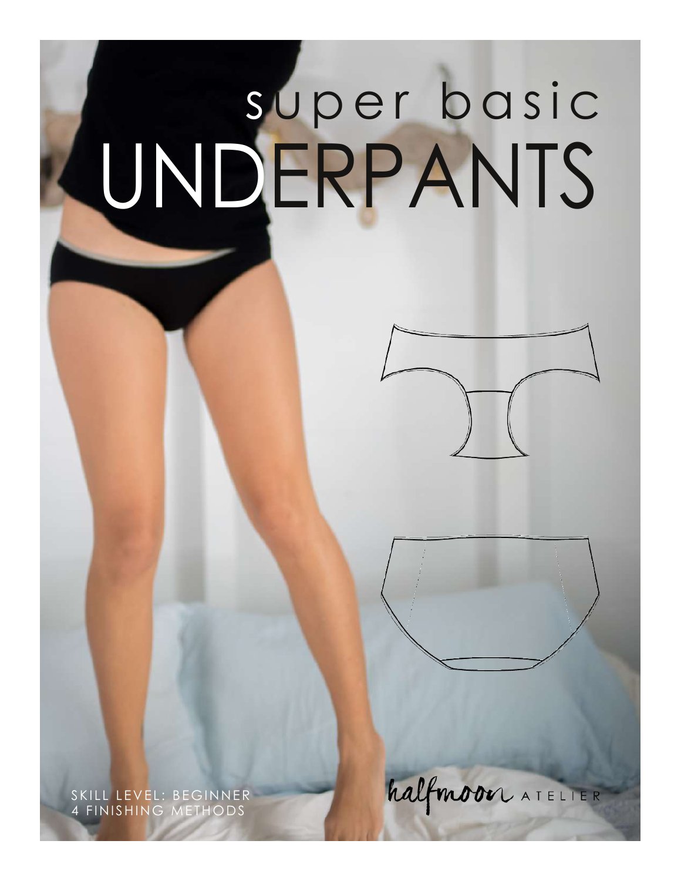# super basic UNDERPANTS

SKILL LEVEL: BEGINNER
4 FINISHING METHODS

halfmoon ATELIER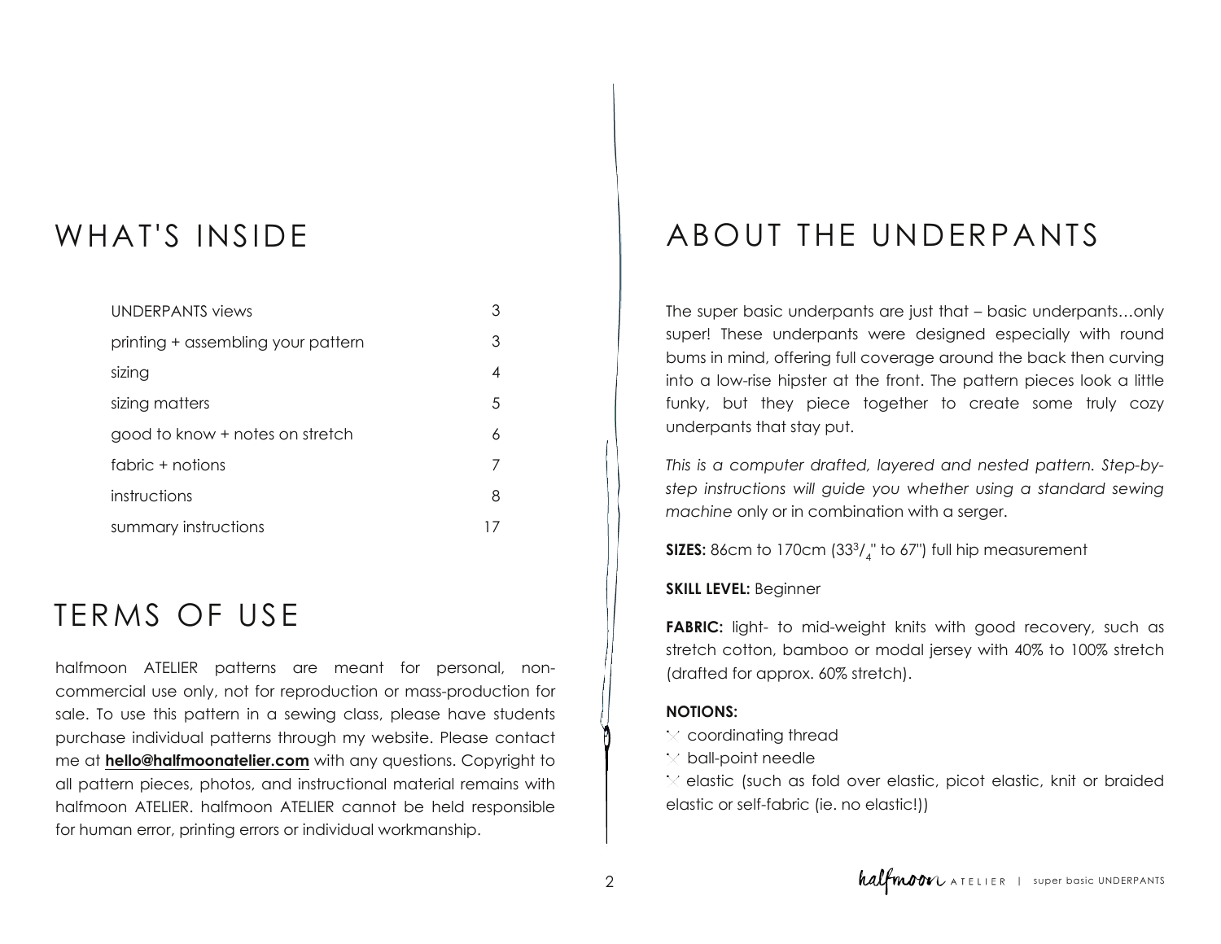## WHAT'S INSIDE

| | |
|---|---|
| UNDERPANTS views | 3 |
| printing + assembling your pattern | 3 |
| sizing | 4 |
| sizing matters | 5 |
| good to know + notes on stretch | 6 |
| fabric + notions | 7 |
| instructions | 8 |
| summary instructions | 17 |

## TERMS OF USE

halfmoon ATELIER patterns are meant for personal, non-commercial use only, not for reproduction or mass-production for sale. To use this pattern in a sewing class, please have students purchase individual patterns through my website. Please contact me at **hello@halfmoonatelier.com** with any questions. Copyright to all pattern pieces, photos, and instructional material remains with halfmoon ATELIER. halfmoon ATELIER cannot be held responsible for human error, printing errors or individual workmanship.

## ABOUT THE UNDERPANTS

The super basic underpants are just that – basic underpants…only super! These underpants were designed especially with round bums in mind, offering full coverage around the back then curving into a low-rise hipster at the front. The pattern pieces look a little funky, but they piece together to create some truly cozy underpants that stay put.

*This is a computer drafted, layered and nested pattern. Step-by-step instructions will guide you whether using a standard sewing machine* only or in combination with a serger.

**SIZES:** 86cm to 170cm ($33^3/_4$" to 67") full hip measurement

**SKILL LEVEL:** Beginner

**FABRIC:** light- to mid-weight knits with good recovery, such as stretch cotton, bamboo or modal jersey with 40% to 100% stretch (drafted for approx. 60% stretch).

**NOTIONS:**

- coordinating thread
- ball-point needle
- elastic (such as fold over elastic, picot elastic, knit or braided elastic or self-fabric (ie. no elastic!))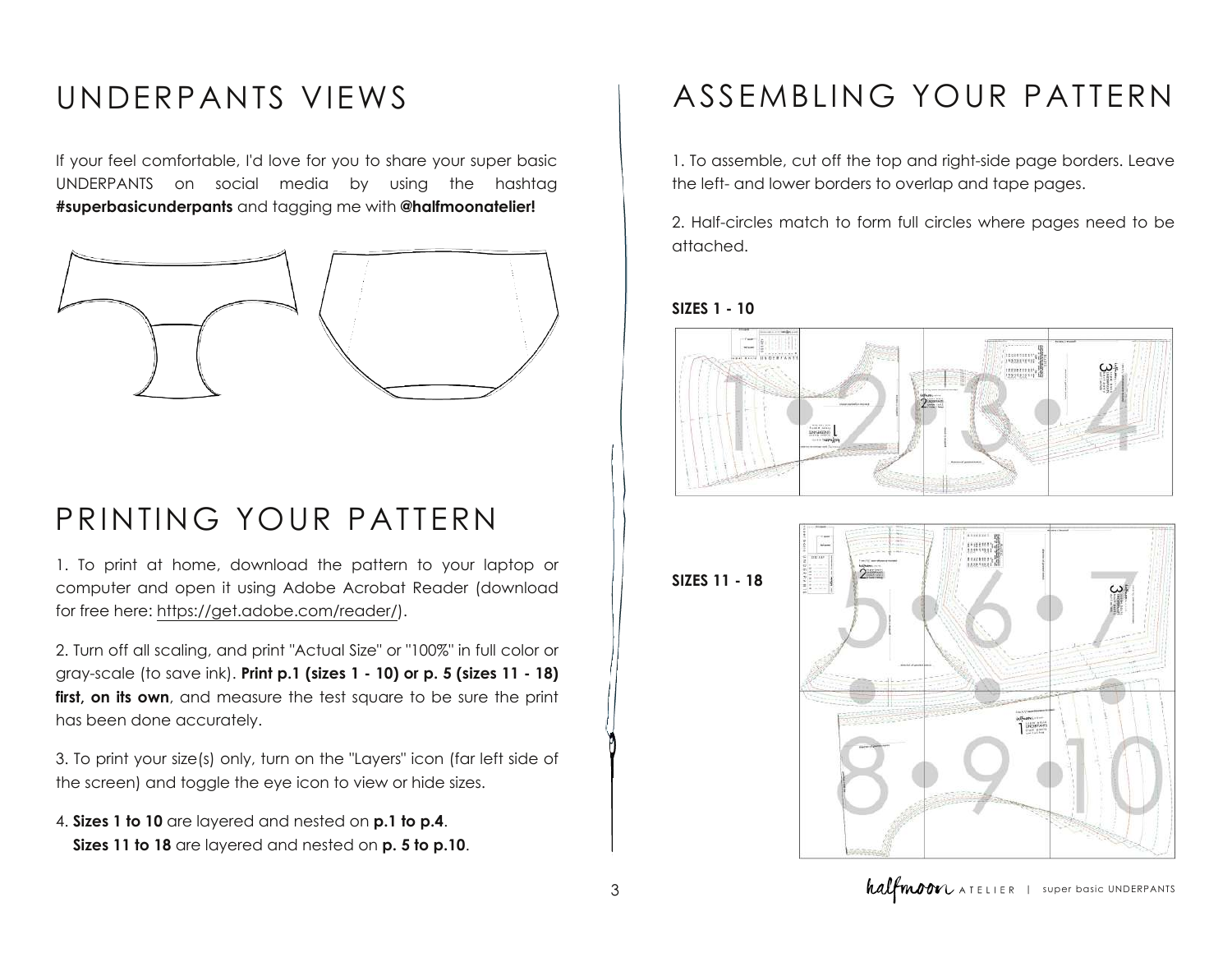# UNDERPANTS VIEWS

If your feel comfortable, I'd love for you to share your super basic UNDERPANTS on social media by using the hashtag **#superbasicunderpants** and tagging me with **@halfmoonatelier!**

# PRINTING YOUR PATTERN

1. To print at home, download the pattern to your laptop or computer and open it using Adobe Acrobat Reader (download for free here: https://get.adobe.com/reader/).

2. Turn off all scaling, and print "Actual Size" or "100%" in full color or gray-scale (to save ink). **Print p.1 (sizes 1 - 10) or p. 5 (sizes 11 - 18) first, on its own**, and measure the test square to be sure the print has been done accurately.

3. To print your size(s) only, turn on the "Layers" icon (far left side of the screen) and toggle the eye icon to view or hide sizes.

4. **Sizes 1 to 10** are layered and nested on **p.1 to p.4**.
   **Sizes 11 to 18** are layered and nested on **p. 5 to p.10**.

# ASSEMBLING YOUR PATTERN

1. To assemble, cut off the top and right-side page borders. Leave the left- and lower borders to overlap and tape pages.

2. Half-circles match to form full circles where pages need to be attached.

**SIZES 1 - 10**

**SIZES 11 - 18**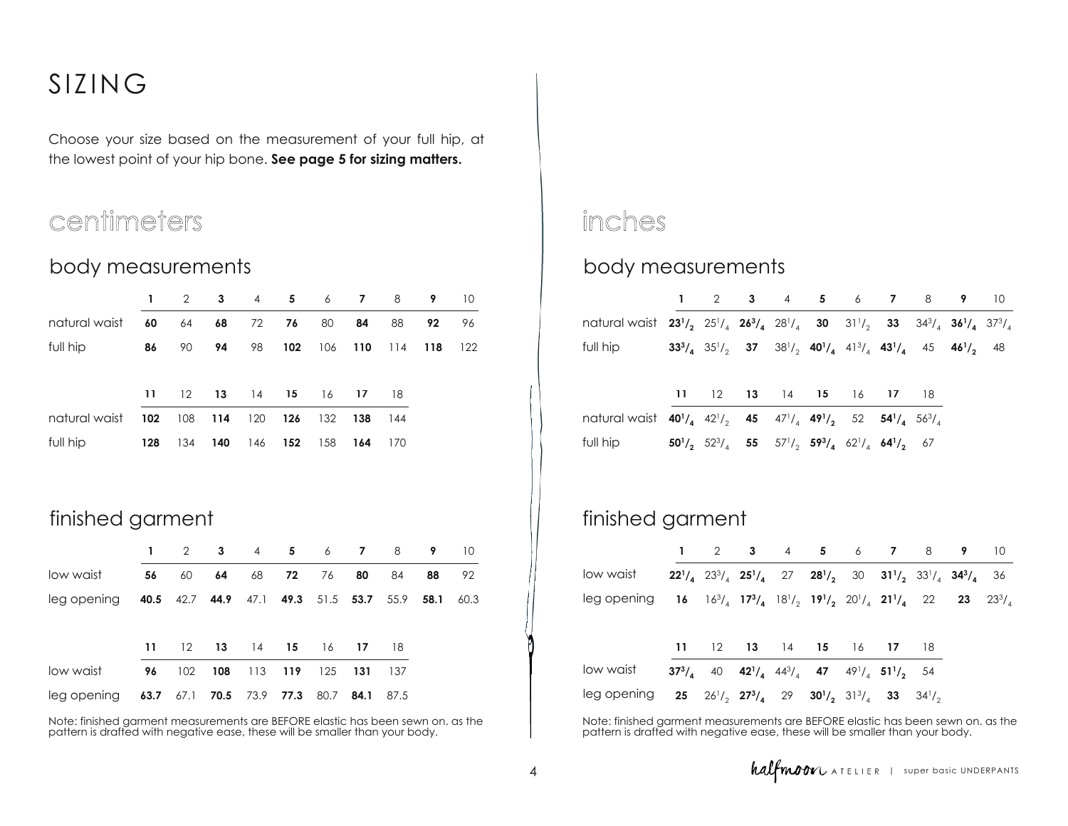# SIZING

Choose your size based on the measurement of your full hip, at the lowest point of your hip bone. **See page 5 for sizing matters.**

## centimeters

### body measurements

| | **1** | 2 | **3** | 4 | **5** | 6 | **7** | 8 | **9** | 10 |
|---|---|---|---|---|---|---|---|---|---|---|
| natural waist | **60** | 64 | **68** | 72 | **76** | 80 | **84** | 88 | **92** | 96 |
| full hip | **86** | 90 | **94** | 98 | **102** | 106 | **110** | 114 | **118** | 122 |

| | **11** | 12 | **13** | 14 | **15** | 16 | **17** | 18 |
|---|---|---|---|---|---|---|---|---|
| natural waist | **102** | 108 | **114** | 120 | **126** | 132 | **138** | 144 |
| full hip | **128** | 134 | **140** | 146 | **152** | 158 | **164** | 170 |

### finished garment

| | **1** | 2 | **3** | 4 | **5** | 6 | **7** | 8 | **9** | 10 |
|---|---|---|---|---|---|---|---|---|---|---|
| low waist | **56** | 60 | **64** | 68 | **72** | 76 | **80** | 84 | **88** | 92 |
| leg opening | **40.5** | 42.7 | **44.9** | 47.1 | **49.3** | 51.5 | **53.7** | 55.9 | **58.1** | 60.3 |

| | **11** | 12 | **13** | 14 | **15** | 16 | **17** | 18 |
|---|---|---|---|---|---|---|---|---|
| low waist | **96** | 102 | **108** | 113 | **119** | 125 | **131** | 137 |
| leg opening | **63.7** | 67.1 | **70.5** | 73.9 | **77.3** | 80.7 | **84.1** | 87.5 |

Note: finished garment measurements are BEFORE elastic has been sewn on. as the pattern is drafted with negative ease, these will be smaller than your body.

## inches

### body measurements

| | **1** | 2 | **3** | 4 | **5** | 6 | **7** | 8 | **9** | 10 |
|---|---|---|---|---|---|---|---|---|---|---|
| natural waist | **23 1/2** | 25 1/4 | **26 3/4** | 28 1/4 | **30** | 31 1/2 | **33** | 34 3/4 | **36 1/4** | 37 3/4 |
| full hip | **33 3/4** | 35 1/2 | **37** | 38 1/2 | **40 1/4** | 41 3/4 | **43 1/4** | 45 | **46 1/2** | 48 |

| | **11** | 12 | **13** | 14 | **15** | 16 | **17** | 18 |
|---|---|---|---|---|---|---|---|---|
| natural waist | **40 1/4** | 42 1/2 | **45** | 47 1/4 | **49 1/2** | 52 | **54 1/4** | 56 3/4 |
| full hip | **50 1/2** | 52 3/4 | **55** | 57 1/2 | **59 3/4** | 62 1/4 | **64 1/2** | 67 |

### finished garment

| | **1** | 2 | **3** | 4 | **5** | 6 | **7** | 8 | **9** | 10 |
|---|---|---|---|---|---|---|---|---|---|---|
| low waist | **22 1/4** | 23 3/4 | **25 1/4** | 27 | **28 1/2** | 30 | **31 1/2** | 33 1/4 | **34 3/4** | 36 |
| leg opening | **16** | 16 3/4 | **17 3/4** | 18 1/2 | **19 1/2** | 20 1/4 | **21 1/4** | 22 | **23** | 23 3/4 |

| | **11** | 12 | **13** | 14 | **15** | 16 | **17** | 18 |
|---|---|---|---|---|---|---|---|---|
| low waist | **37 3/4** | 40 | **42 1/4** | 44 3/4 | **47** | 49 1/4 | **51 1/2** | 54 |
| leg opening | **25** | 26 1/2 | **27 3/4** | 29 | **30 1/2** | 31 3/4 | **33** | 34 1/2 |

Note: finished garment measurements are BEFORE elastic has been sewn on. as the pattern is drafted with negative ease, these will be smaller than your body.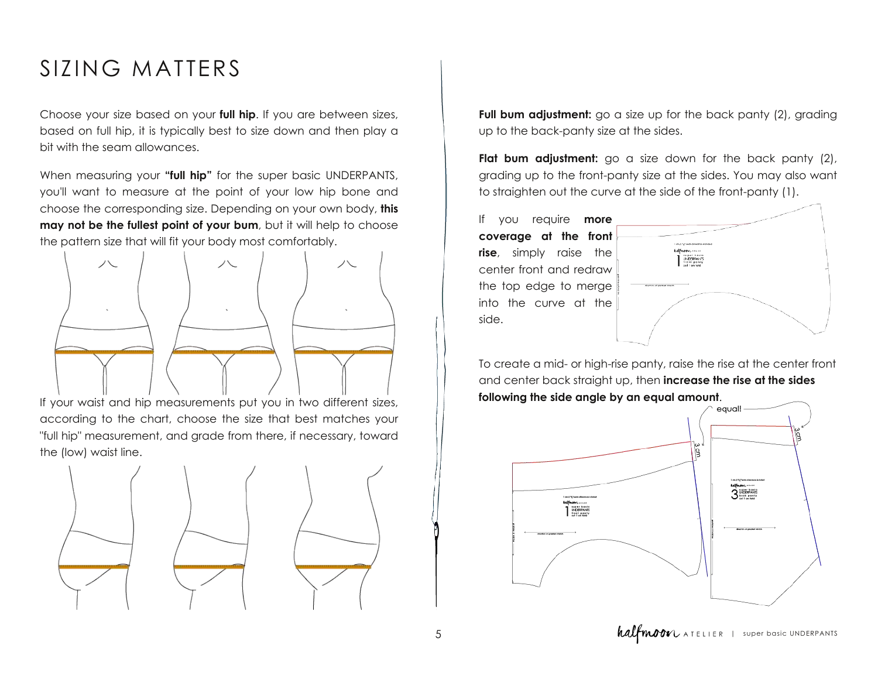# SIZING MATTERS

Choose your size based on your **full hip**. If you are between sizes, based on full hip, it is typically best to size down and then play a bit with the seam allowances.

When measuring your **"full hip"** for the super basic UNDERPANTS, you'll want to measure at the point of your low hip bone and choose the corresponding size. Depending on your own body, **this may not be the fullest point of your bum**, but it will help to choose the pattern size that will fit your body most comfortably.

If your waist and hip measurements put you in two different sizes, according to the chart, choose the size that best matches your "full hip" measurement, and grade from there, if necessary, toward the (low) waist line.

**Full bum adjustment:** go a size up for the back panty (2), grading up to the back-panty size at the sides.

**Flat bum adjustment:** go a size down for the back panty (2), grading up to the front-panty size at the sides. You may also want to straighten out the curve at the side of the front-panty (1).

If you require **more coverage at the front rise**, simply raise the center front and redraw the top edge to merge into the curve at the side.

To create a mid- or high-rise panty, raise the rise at the center front and center back straight up, then **increase the rise at the sides following the side angle by an equal amount**.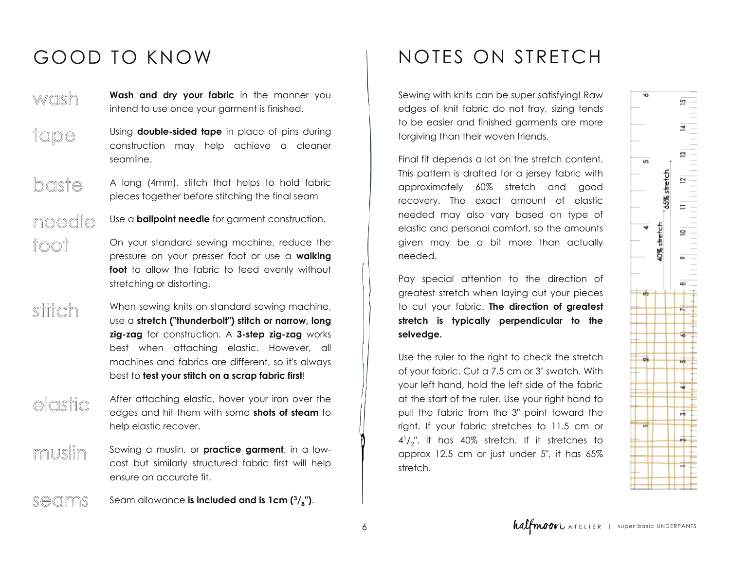# GOOD TO KNOW

**wash** — **Wash and dry your fabric** in the manner you intend to use once your garment is finished.

**tape** — Using **double-sided tape** in place of pins during construction may help achieve a cleaner seamline.

**baste** — A long (4mm), stitch that helps to hold fabric pieces together before stitching the final seam

**needle** — Use a **ballpoint needle** for garment construction.

**foot** — On your standard sewing machine, reduce the pressure on your presser foot or use a **walking foot** to allow the fabric to feed evenly without stretching or distorting.

**stitch** — When sewing knits on standard sewing machine, use a **stretch ("thunderbolt") stitch or narrow, long zig-zag** for construction. A **3-step zig-zag** works best when attaching elastic. However, all machines and fabrics are different, so it's always best to **test your stitch on a scrap fabric first**!

**elastic** — After attaching elastic, hover your iron over the edges and hit them with some **shots of steam** to help elastic recover.

**muslin** — Sewing a muslin, or **practice garment**, in a low-cost but similarly structured fabric first will help ensure an accurate fit.

**seams** — Seam allowance **is included and is 1cm ($^3/_8$")**.

# NOTES ON STRETCH

Sewing with knits can be super satisfying! Raw edges of knit fabric do not fray, sizing tends to be easier and finished garments are more forgiving than their woven friends.

Final fit depends a lot on the stretch content. This pattern is drafted for a jersey fabric with approximately 60% stretch and good recovery. The exact amount of elastic needed may also vary based on type of elastic and personal comfort, so the amounts given may be a bit more than actually needed.

Pay special attention to the direction of greatest stretch when laying out your pieces to cut your fabric. **The direction of greatest stretch is typically perpendicular to the selvedge.**

Use the ruler to the right to check the stretch of your fabric. Cut a 7.5 cm or 3" swatch. With your left hand, hold the left side of the fabric at the start of the ruler. Use your right hand to pull the fabric from the 3" point toward the right. If your fabric stretches to 11.5 cm or $4^1/_2$", it has 40% stretch. If it stretches to approx 12.5 cm or just under 5", it has 65% stretch.

40% stretch

65% stretch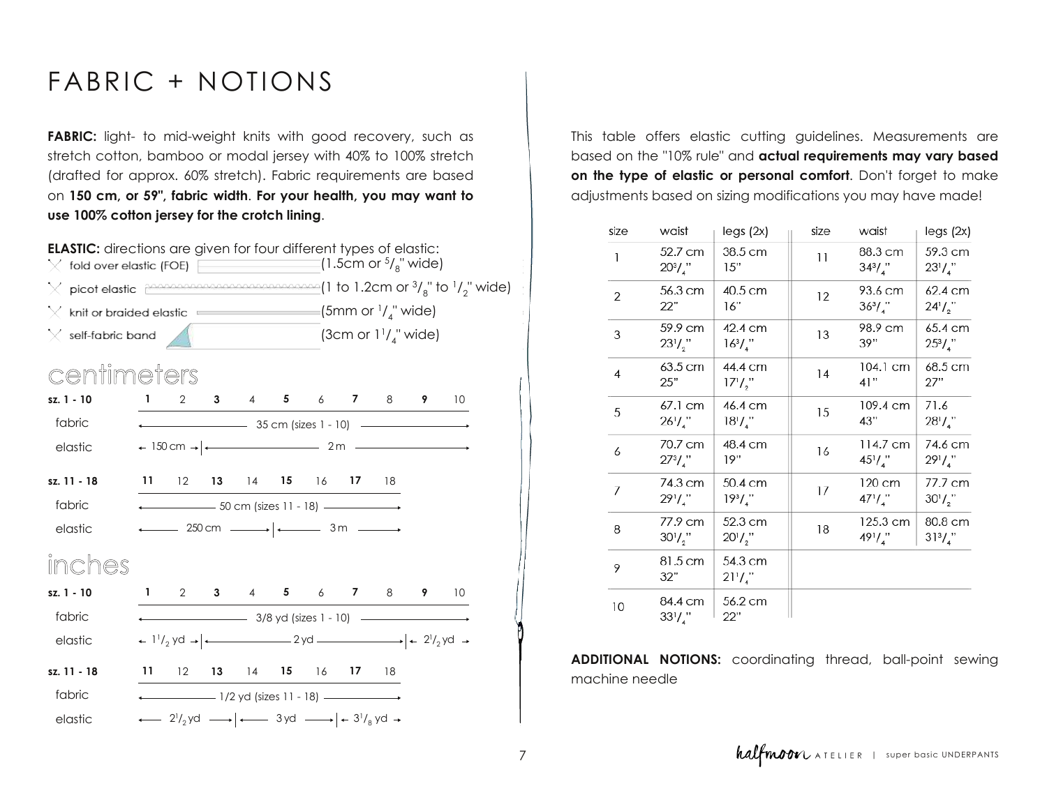# FABRIC + NOTIONS

**FABRIC:** light- to mid-weight knits with good recovery, such as stretch cotton, bamboo or modal jersey with 40% to 100% stretch (drafted for approx. 60% stretch). Fabric requirements are based on **150 cm, or 59", fabric width**. **For your health, you may want to use 100% cotton jersey for the crotch lining**.

**ELASTIC:** directions are given for four different types of elastic:

- fold over elastic (FOE) (1.5cm or 5/8" wide)
- picot elastic (1 to 1.2cm or 3/8" to 1/2" wide)
- knit or braided elastic (5mm or 1/4" wide)
- self-fabric band (3cm or 1 1/4" wide)

## centimeters

| sz. 1 - 10 | 1 | 2 | 3 | 4 | 5 | 6 | 7 | 8 | 9 | 10 |
|---|---|---|---|---|---|---|---|---|---|---|
| fabric | 35 cm (sizes 1 - 10) | | | | | | | | | |
| elastic | 150 cm | 2 m | | | | | | | | |

| sz. 11 - 18 | 11 | 12 | 13 | 14 | 15 | 16 | 17 | 18 |
|---|---|---|---|---|---|---|---|---|
| fabric | 50 cm (sizes 11 - 18) | | | | | | | |
| elastic | 250 cm | | | | 3 m | | | |

## inches

| sz. 1 - 10 | 1 | 2 | 3 | 4 | 5 | 6 | 7 | 8 | 9 | 10 |
|---|---|---|---|---|---|---|---|---|---|---|
| fabric | 3/8 yd (sizes 1 - 10) | | | | | | | | | |
| elastic | 1 1/2 yd | 2 yd | | | | | | | 2 1/2 yd | |

| sz. 11 - 18 | 11 | 12 | 13 | 14 | 15 | 16 | 17 | 18 |
|---|---|---|---|---|---|---|---|---|
| fabric | 1/2 yd (sizes 11 - 18) | | | | | | | |
| elastic | 2 1/2 yd | | 3 yd | | | | 3 1/8 yd | |

This table offers elastic cutting guidelines. Measurements are based on the "10% rule" and **actual requirements may vary based on the type of elastic or personal comfort**. Don't forget to make adjustments based on sizing modifications you may have made!

| size | waist | legs (2x) | size | waist | legs (2x) |
|---|---|---|---|---|---|
| 1 | 52.7 cm 20 3/4" | 38.5 cm 15" | 11 | 88.3 cm 34 3/4" | 59.3 cm 23 1/4" |
| 2 | 56.3 cm 22" | 40.5 cm 16" | 12 | 93.6 cm 36 3/4" | 62.4 cm 24 1/2" |
| 3 | 59.9 cm 23 1/2" | 42.4 cm 16 3/4" | 13 | 98.9 cm 39" | 65.4 cm 25 3/4" |
| 4 | 63.5 cm 25" | 44.4 cm 17 1/2" | 14 | 104.1 cm 41" | 68.5 cm 27" |
| 5 | 67.1 cm 26 1/4" | 46.4 cm 18 1/4" | 15 | 109.4 cm 43" | 71.6 28 1/4" |
| 6 | 70.7 cm 27 3/4" | 48.4 cm 19" | 16 | 114.7 cm 45 1/4" | 74.6 cm 29 1/4" |
| 7 | 74.3 cm 29 1/4" | 50.4 cm 19 3/4" | 17 | 120 cm 47 1/4" | 77.7 cm 30 1/2" |
| 8 | 77.9 cm 30 1/2" | 52.3 cm 20 1/2" | 18 | 125.3 cm 49 1/4" | 80.8 cm 31 3/4" |
| 9 | 81.5 cm 32" | 54.3 cm 21 1/4" | | | |
| 10 | 84.4 cm 33 1/4" | 56.2 cm 22" | | | |

**ADDITIONAL NOTIONS:** coordinating thread, ball-point sewing machine needle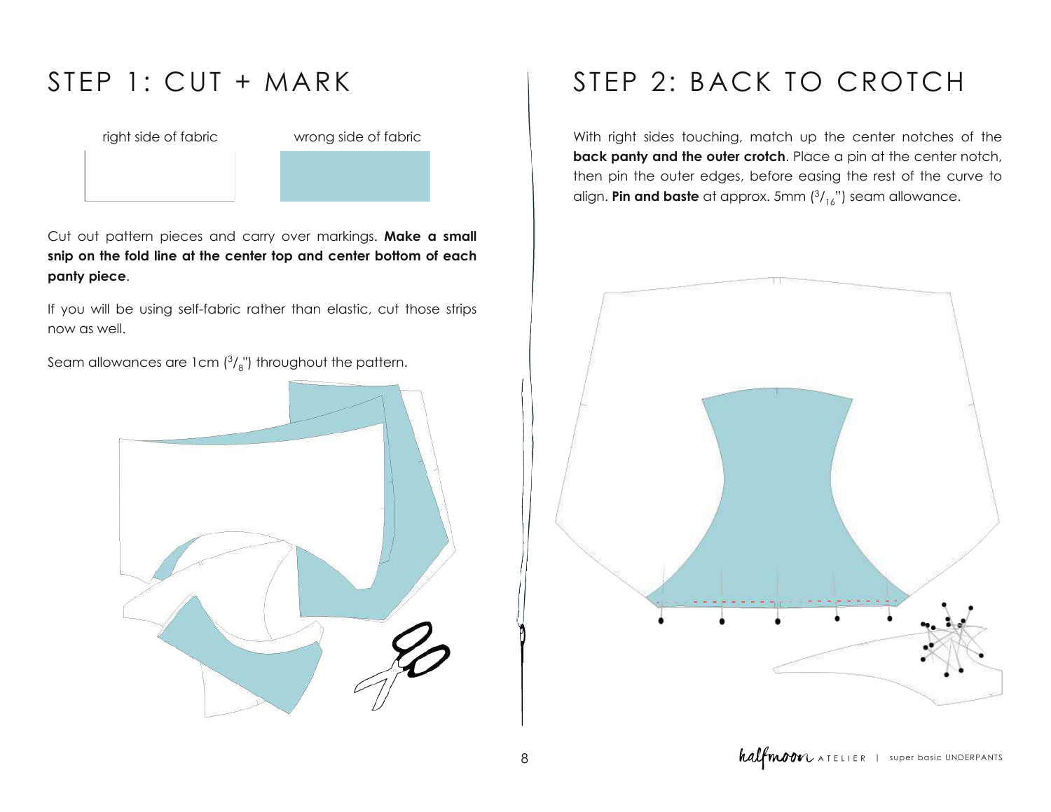# STEP 1: CUT + MARK

right side of fabric

wrong side of fabric

Cut out pattern pieces and carry over markings. **Make a small snip on the fold line at the center top and center bottom of each panty piece**.

If you will be using self-fabric rather than elastic, cut those strips now as well.

Seam allowances are 1cm ($^3/_8$") throughout the pattern.

# STEP 2: BACK TO CROTCH

With right sides touching, match up the center notches of the **back panty and the outer crotch**. Place a pin at the center notch, then pin the outer edges, before easing the rest of the curve to align. **Pin and baste** at approx. 5mm ($^3/_{16}$") seam allowance.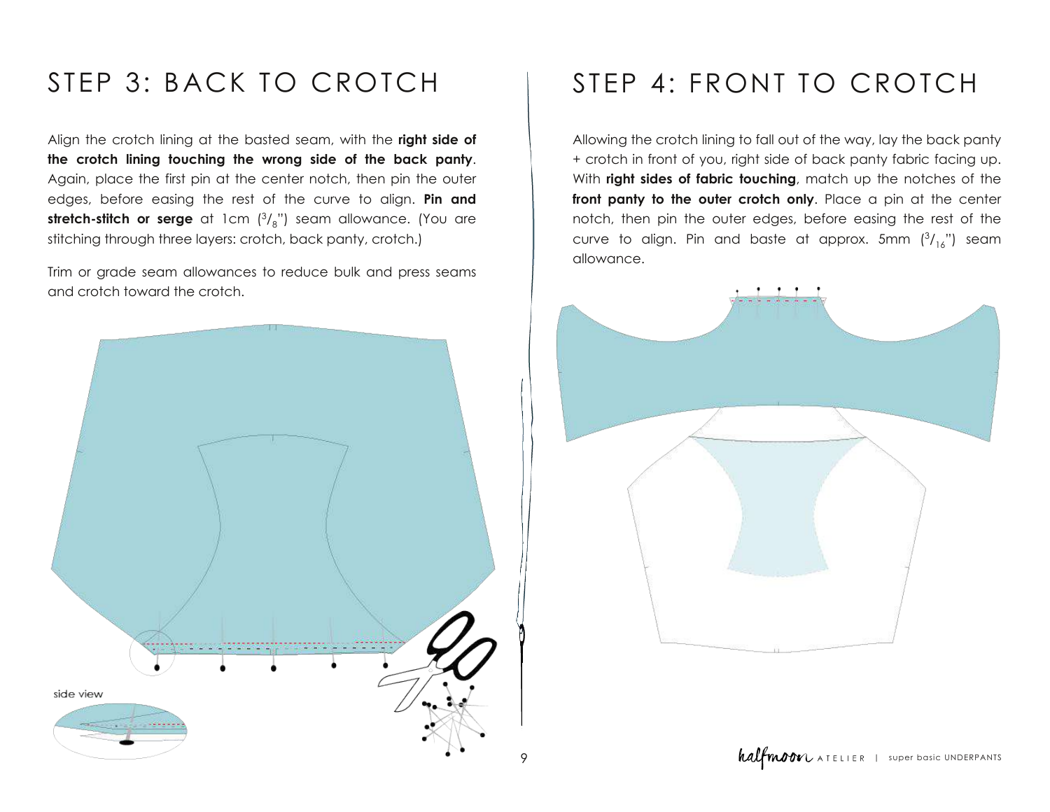## STEP 3: BACK TO CROTCH

Align the crotch lining at the basted seam, with the **right side of the crotch lining touching the wrong side of the back panty**. Again, place the first pin at the center notch, then pin the outer edges, before easing the rest of the curve to align. **Pin and stretch-stitch or serge** at 1cm ($^3/_8$") seam allowance. (You are stitching through three layers: crotch, back panty, crotch.)

Trim or grade seam allowances to reduce bulk and press seams and crotch toward the crotch.

side view

## STEP 4: FRONT TO CROTCH

Allowing the crotch lining to fall out of the way, lay the back panty + crotch in front of you, right side of back panty fabric facing up. With **right sides of fabric touching**, match up the notches of the **front panty to the outer crotch only**. Place a pin at the center notch, then pin the outer edges, before easing the rest of the curve to align. Pin and baste at approx. 5mm ($^3/_{16}$") seam allowance.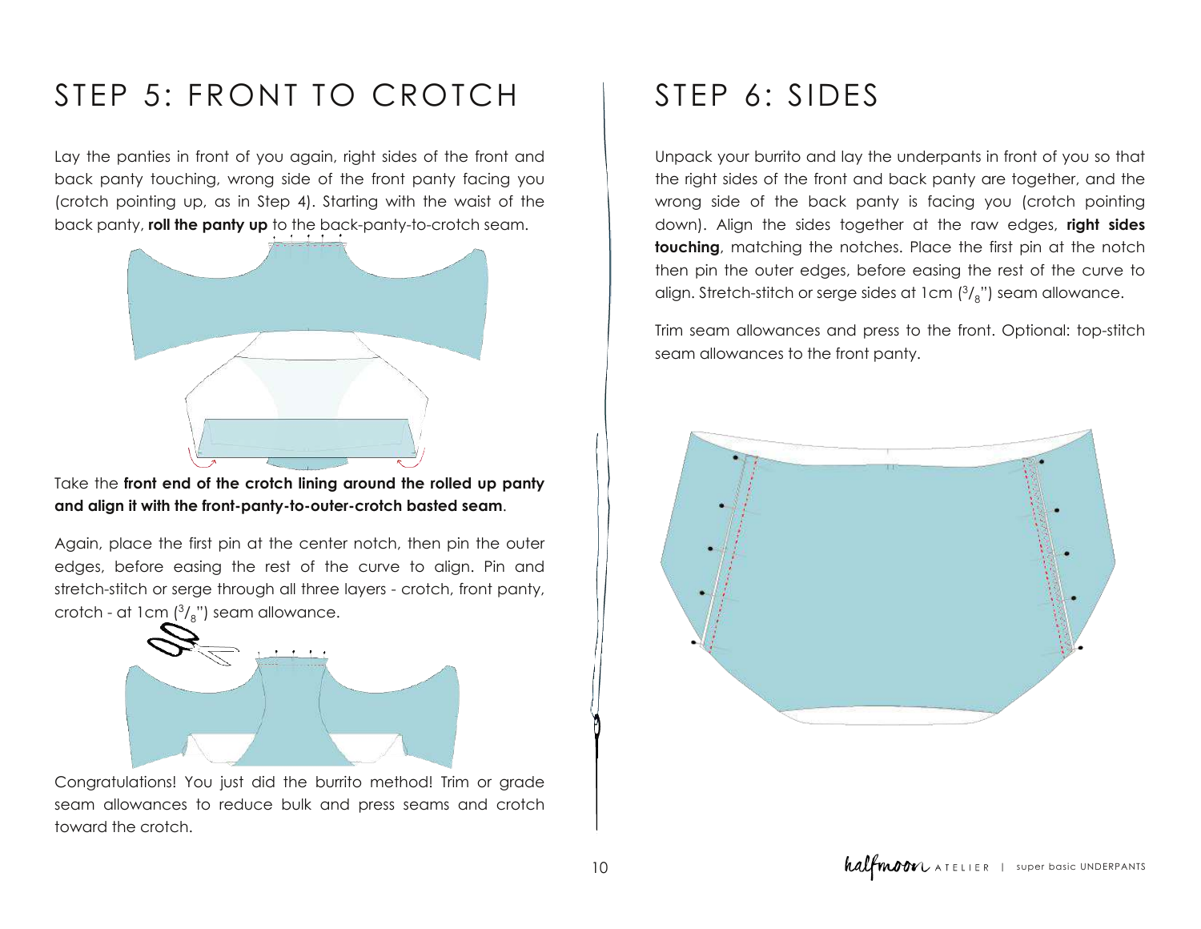# STEP 5: FRONT TO CROTCH

Lay the panties in front of you again, right sides of the front and back panty touching, wrong side of the front panty facing you (crotch pointing up, as in Step 4). Starting with the waist of the back panty, **roll the panty up** to the back-panty-to-crotch seam.

Take the **front end of the crotch lining around the rolled up panty and align it with the front-panty-to-outer-crotch basted seam**.

Again, place the first pin at the center notch, then pin the outer edges, before easing the rest of the curve to align. Pin and stretch-stitch or serge through all three layers - crotch, front panty, crotch - at 1cm ($^3/_8$") seam allowance.

Congratulations! You just did the burrito method! Trim or grade seam allowances to reduce bulk and press seams and crotch toward the crotch.

# STEP 6: SIDES

Unpack your burrito and lay the underpants in front of you so that the right sides of the front and back panty are together, and the wrong side of the back panty is facing you (crotch pointing down). Align the sides together at the raw edges, **right sides touching**, matching the notches. Place the first pin at the notch then pin the outer edges, before easing the rest of the curve to align. Stretch-stitch or serge sides at 1cm ($^3/_8$") seam allowance.

Trim seam allowances and press to the front. Optional: top-stitch seam allowances to the front panty.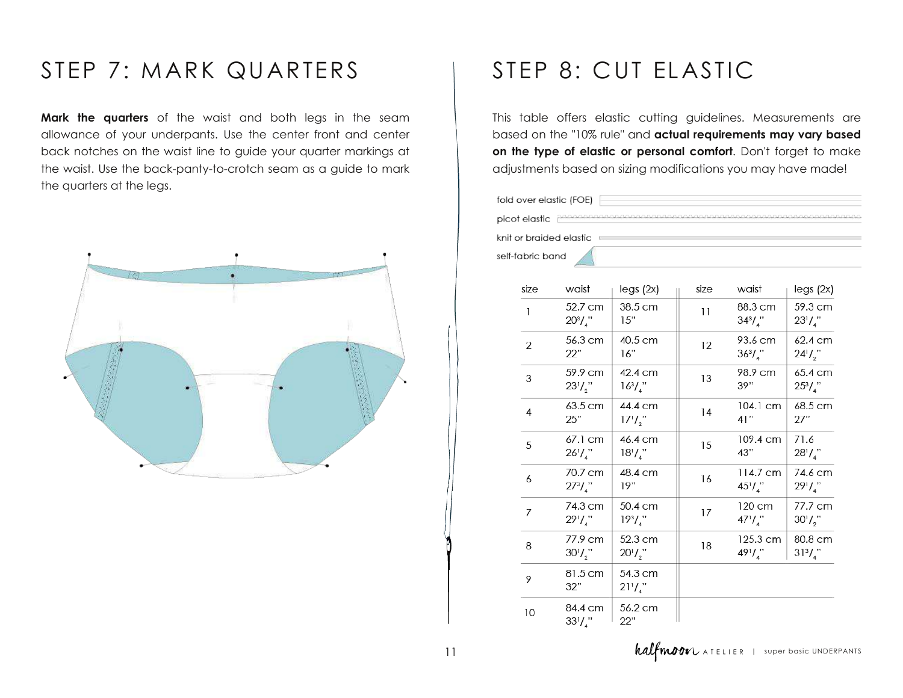# STEP 7: MARK QUARTERS

**Mark the quarters** of the waist and both legs in the seam allowance of your underpants. Use the center front and center back notches on the waist line to guide your quarter markings at the waist. Use the back-panty-to-crotch seam as a guide to mark the quarters at the legs.

# STEP 8: CUT ELASTIC

This table offers elastic cutting guidelines. Measurements are based on the "10% rule" and **actual requirements may vary based on the type of elastic or personal comfort**. Don't forget to make adjustments based on sizing modifications you may have made!

fold over elastic (FOE)

picot elastic

knit or braided elastic

self-fabric band

| size | waist | legs (2x) | size | waist | legs (2x) |
|---|---|---|---|---|---|
| 1 | 52.7 cm 20 3/4" | 38.5 cm 15" | 11 | 88.3 cm 34 3/4" | 59.3 cm 23 1/4" |
| 2 | 56.3 cm 22" | 40.5 cm 16" | 12 | 93.6 cm 36 3/4" | 62.4 cm 24 1/2" |
| 3 | 59.9 cm 23 1/2" | 42.4 cm 16 3/4" | 13 | 98.9 cm 39" | 65.4 cm 25 3/4" |
| 4 | 63.5 cm 25" | 44.4 cm 17 1/2" | 14 | 104.1 cm 41" | 68.5 cm 27" |
| 5 | 67.1 cm 26 1/4" | 46.4 cm 18 1/4" | 15 | 109.4 cm 43" | 71.6 28 1/4" |
| 6 | 70.7 cm 27 3/4" | 48.4 cm 19" | 16 | 114.7 cm 45 1/4" | 74.6 cm 29 1/4" |
| 7 | 74.3 cm 29 1/4" | 50.4 cm 19 3/4" | 17 | 120 cm 47 1/4" | 77.7 cm 30 1/2" |
| 8 | 77.9 cm 30 1/2" | 52.3 cm 20 1/2" | 18 | 125.3 cm 49 1/4" | 80.8 cm 31 3/4" |
| 9 | 81.5 cm 32" | 54.3 cm 21 1/4" | | | |
| 10 | 84.4 cm 33 1/4" | 56.2 cm 22" | | | |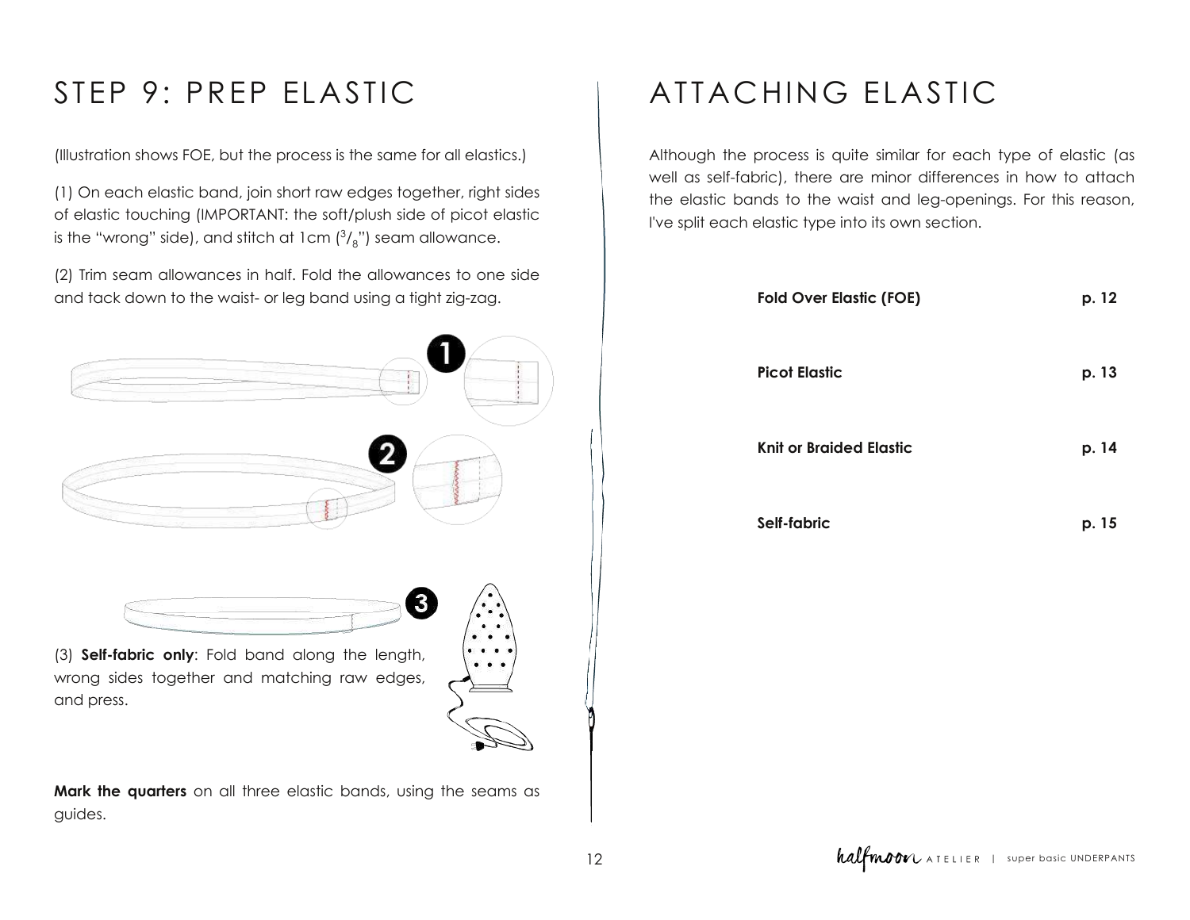# STEP 9: PREP ELASTIC

(Illustration shows FOE, but the process is the same for all elastics.)

(1) On each elastic band, join short raw edges together, right sides of elastic touching (IMPORTANT: the soft/plush side of picot elastic is the "wrong" side), and stitch at 1cm ($^3/_8$") seam allowance.

(2) Trim seam allowances in half. Fold the allowances to one side and tack down to the waist- or leg band using a tight zig-zag.

(3) **Self-fabric only**: Fold band along the length, wrong sides together and matching raw edges, and press.

**Mark the quarters** on all three elastic bands, using the seams as guides.

# ATTACHING ELASTIC

Although the process is quite similar for each type of elastic (as well as self-fabric), there are minor differences in how to attach the elastic bands to the waist and leg-openings. For this reason, I've split each elastic type into its own section.

| | |
|---|---|
| **Fold Over Elastic (FOE)** | **p. 12** |
| **Picot Elastic** | **p. 13** |
| **Knit or Braided Elastic** | **p. 14** |
| **Self-fabric** | **p. 15** |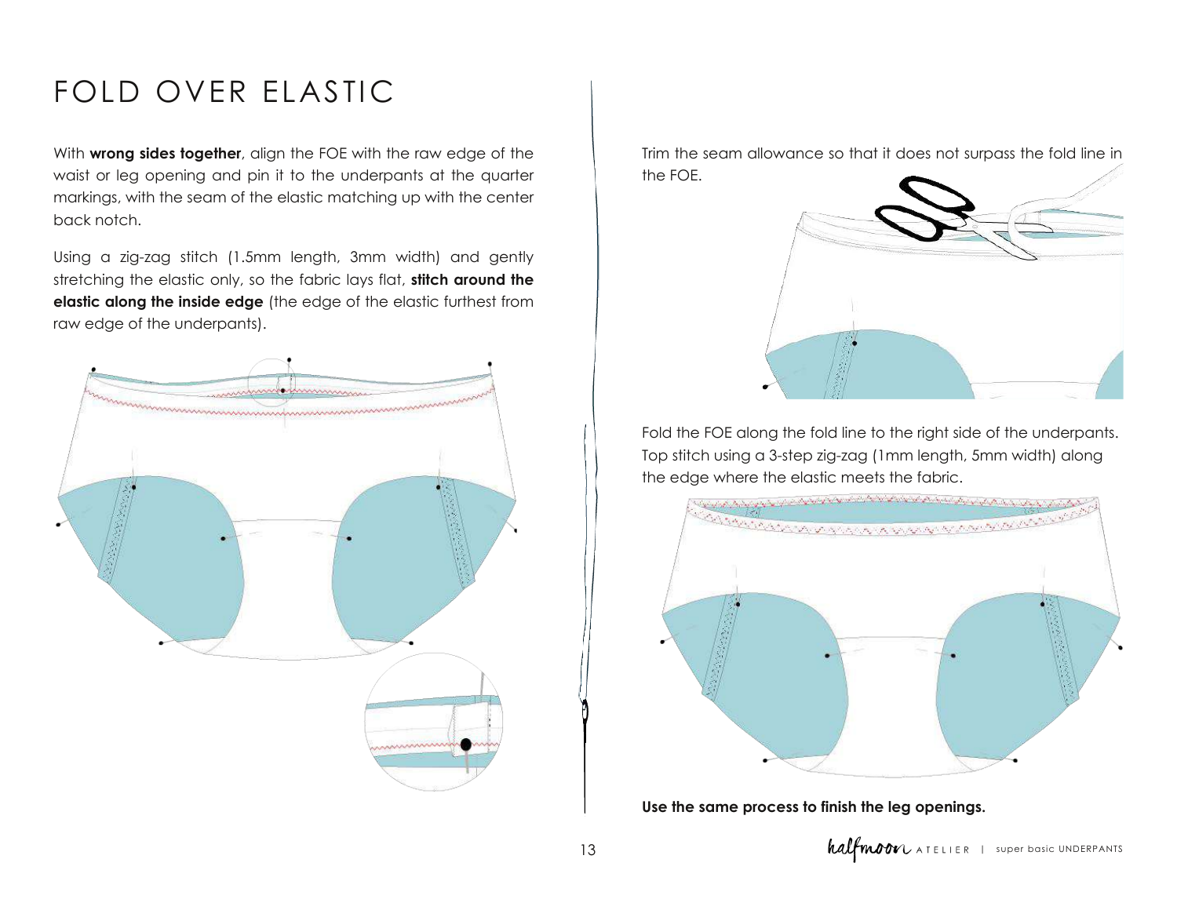# FOLD OVER ELASTIC

With **wrong sides together**, align the FOE with the raw edge of the waist or leg opening and pin it to the underpants at the quarter markings, with the seam of the elastic matching up with the center back notch.

Using a zig-zag stitch (1.5mm length, 3mm width) and gently stretching the elastic only, so the fabric lays flat, **stitch around the elastic along the inside edge** (the edge of the elastic furthest from raw edge of the underpants).

Trim the seam allowance so that it does not surpass the fold line in the FOE.

Fold the FOE along the fold line to the right side of the underpants. Top stitch using a 3-step zig-zag (1mm length, 5mm width) along the edge where the elastic meets the fabric.

**Use the same process to finish the leg openings.**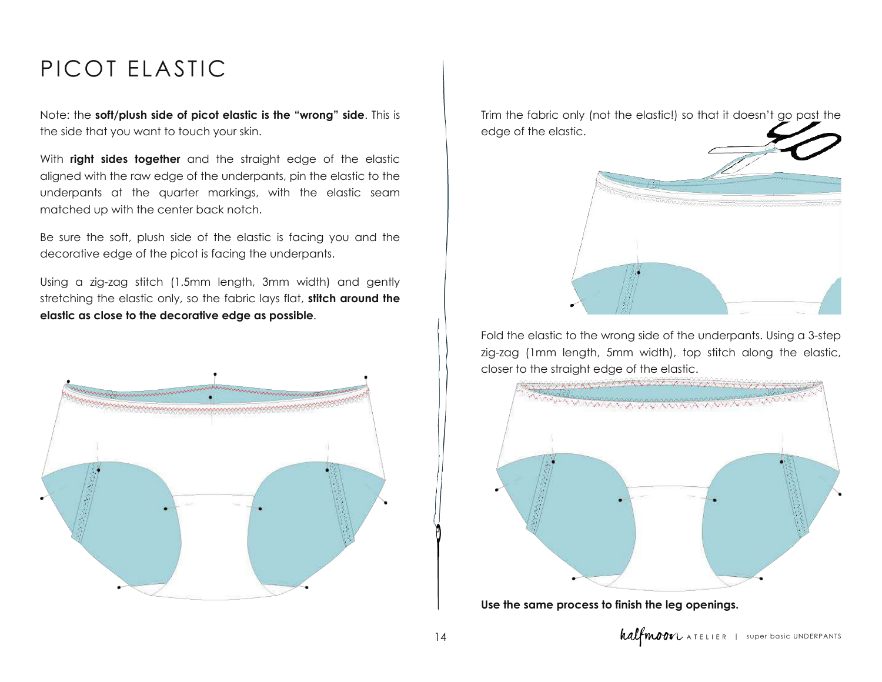# PICOT ELASTIC

Note: the **soft/plush side of picot elastic is the "wrong" side**. This is the side that you want to touch your skin.

With **right sides together** and the straight edge of the elastic aligned with the raw edge of the underpants, pin the elastic to the underpants at the quarter markings, with the elastic seam matched up with the center back notch.

Be sure the soft, plush side of the elastic is facing you and the decorative edge of the picot is facing the underpants.

Using a zig-zag stitch (1.5mm length, 3mm width) and gently stretching the elastic only, so the fabric lays flat, **stitch around the elastic as close to the decorative edge as possible**.

Trim the fabric only (not the elastic!) so that it doesn't go past the edge of the elastic.

Fold the elastic to the wrong side of the underpants. Using a 3-step zig-zag (1mm length, 5mm width), top stitch along the elastic, closer to the straight edge of the elastic.

**Use the same process to finish the leg openings.**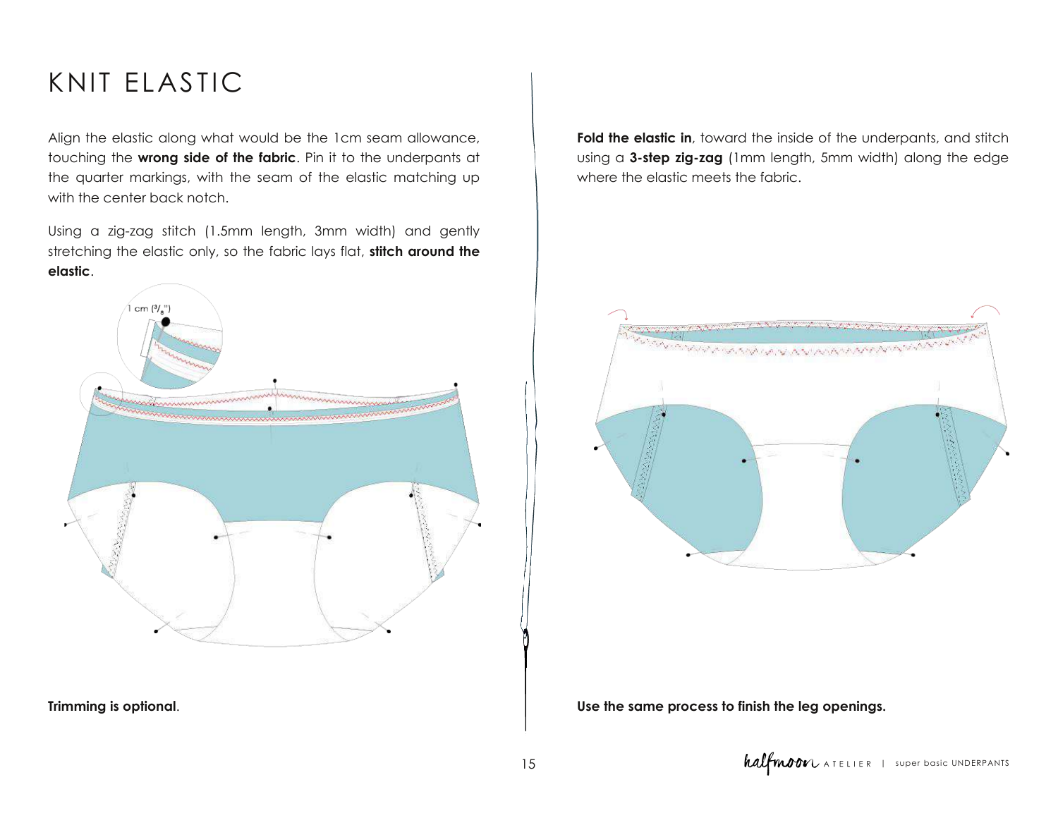# KNIT ELASTIC

Align the elastic along what would be the 1cm seam allowance, touching the **wrong side of the fabric**. Pin it to the underpants at the quarter markings, with the seam of the elastic matching up with the center back notch.

Using a zig-zag stitch (1.5mm length, 3mm width) and gently stretching the elastic only, so the fabric lays flat, **stitch around the elastic**.

**Trimming is optional**.

**Fold the elastic in**, toward the inside of the underpants, and stitch using a **3-step zig-zag** (1mm length, 5mm width) along the edge where the elastic meets the fabric.

**Use the same process to finish the leg openings.**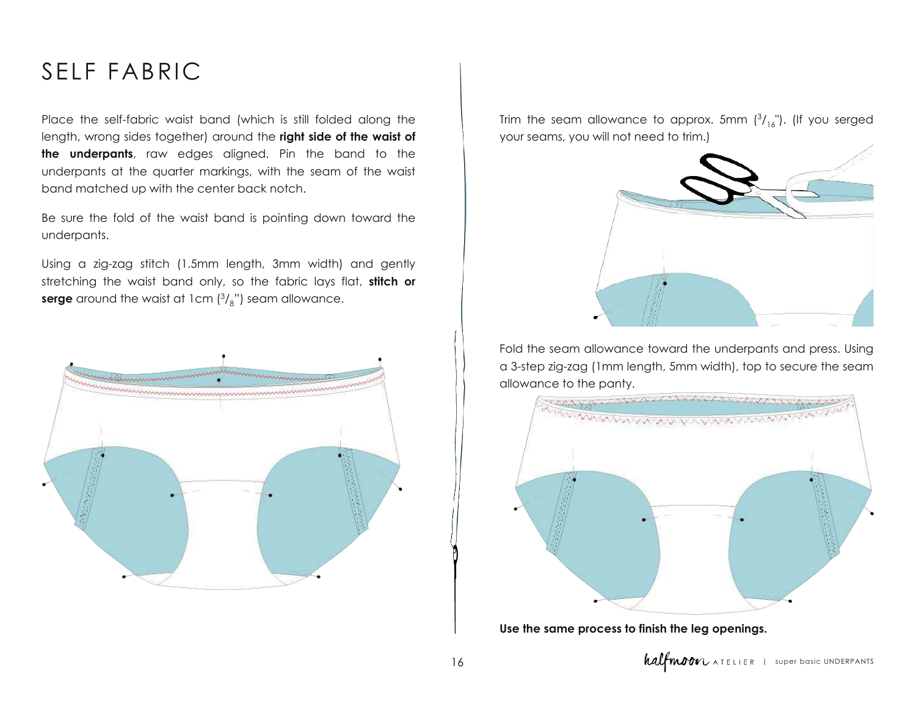# SELF FABRIC

Place the self-fabric waist band (which is still folded along the length, wrong sides together) around the **right side of the waist of the underpants**, raw edges aligned. Pin the band to the underpants at the quarter markings, with the seam of the waist band matched up with the center back notch.

Be sure the fold of the waist band is pointing down toward the underpants.

Using a zig-zag stitch (1.5mm length, 3mm width) and gently stretching the waist band only, so the fabric lays flat, **stitch or serge** around the waist at 1cm ($^3/_8$") seam allowance.

Trim the seam allowance to approx. 5mm ($^3/_{16}$"). (If you serged your seams, you will not need to trim.)

Fold the seam allowance toward the underpants and press. Using a 3-step zig-zag (1mm length, 5mm width), top to secure the seam allowance to the panty.

**Use the same process to finish the leg openings.**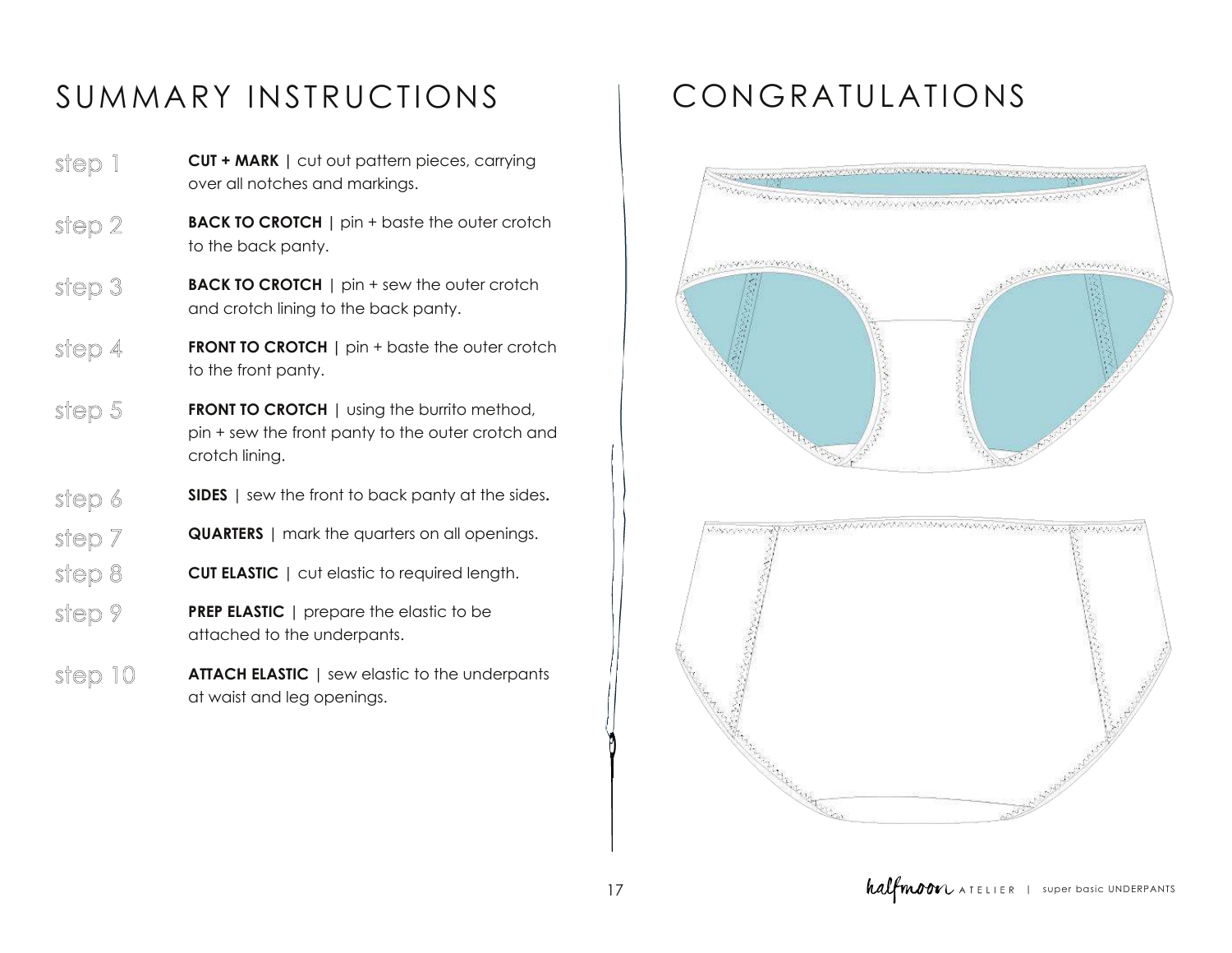# SUMMARY INSTRUCTIONS

step 1 **CUT + MARK** | cut out pattern pieces, carrying over all notches and markings.

step 2 **BACK TO CROTCH** | pin + baste the outer crotch to the back panty.

step 3 **BACK TO CROTCH** | pin + sew the outer crotch and crotch lining to the back panty.

step 4 **FRONT TO CROTCH** | pin + baste the outer crotch to the front panty.

step 5 **FRONT TO CROTCH** | using the burrito method, pin + sew the front panty to the outer crotch and crotch lining.

step 6 **SIDES** | sew the front to back panty at the sides**.**

step 7 **QUARTERS** | mark the quarters on all openings.

step 8 **CUT ELASTIC** | cut elastic to required length.

step 9 **PREP ELASTIC** | prepare the elastic to be attached to the underpants.

step 10 **ATTACH ELASTIC** | sew elastic to the underpants at waist and leg openings.

# CONGRATULATIONS